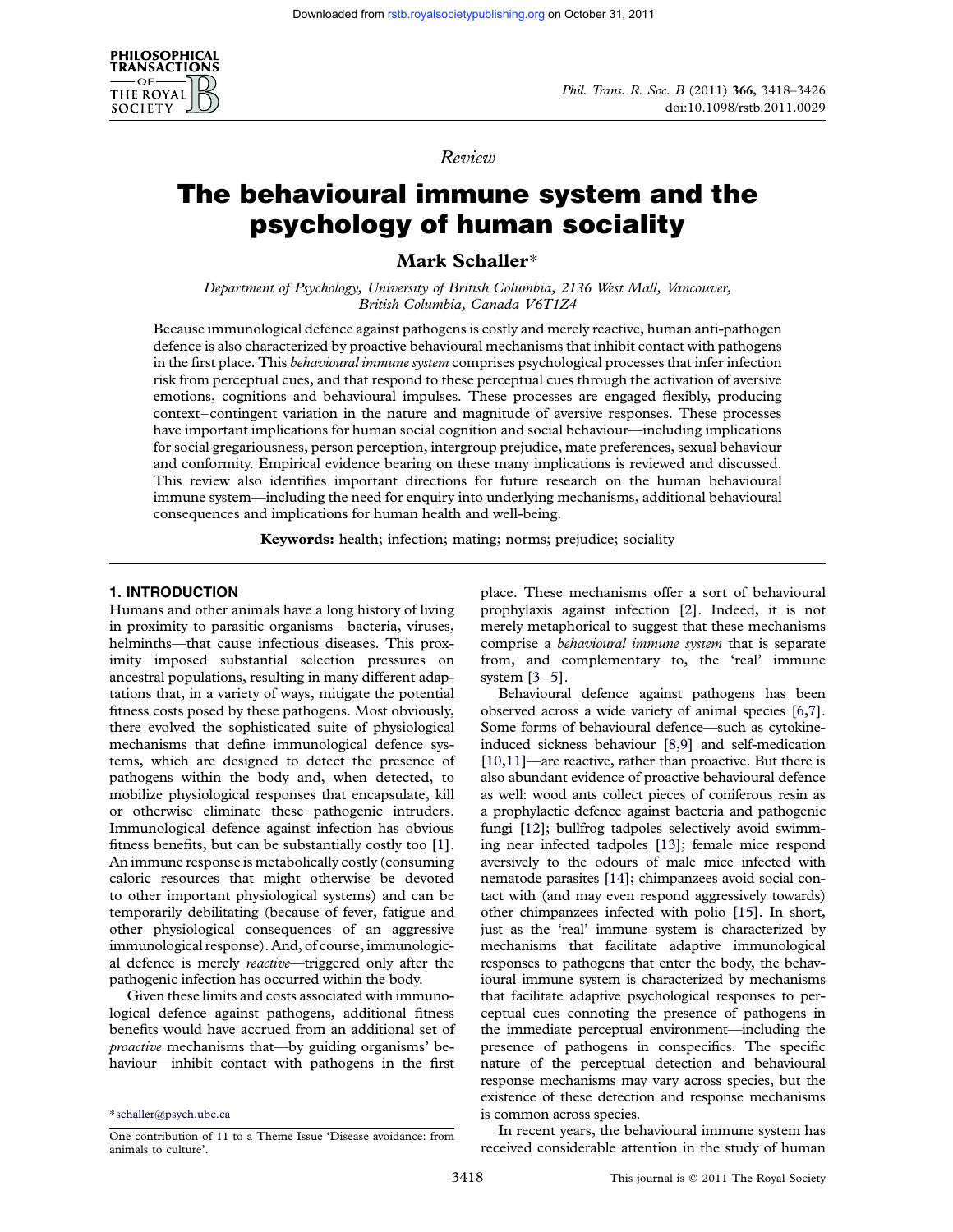Review

# The behavioural immune system and the psychology of human sociality

**Mark Schaller***

*Department of Psychology, University of British Columbia, 2136 West Mall, Vancouver, British Columbia, Canada V6T1Z4*

Because immunological defence against pathogens is costly and merely reactive, human anti-pathogen defence is also characterized by proactive behavioural mechanisms that inhibit contact with pathogens in the first place. This *behavioural immune system* comprises psychological processes that infer infection risk from perceptual cues, and that respond to these perceptual cues through the activation of aversive emotions, cognitions and behavioural impulses. These processes are engaged flexibly, producing context–contingent variation in the nature and magnitude of aversive responses. These processes have important implications for human social cognition and social behaviour—including implications for social gregariousness, person perception, intergroup prejudice, mate preferences, sexual behaviour and conformity. Empirical evidence bearing on these many implications is reviewed and discussed. This review also identifies important directions for future research on the human behavioural immune system—including the need for enquiry into underlying mechanisms, additional behavioural consequences and implications for human health and well-being.

**Keywords:** health; infection; mating; norms; prejudice; sociality

## 1. INTRODUCTION

Humans and other animals have a long history of living in proximity to parasitic organisms—bacteria, viruses, helminths—that cause infectious diseases. This proximity imposed substantial selection pressures on ancestral populations, resulting in many different adaptations that, in a variety of ways, mitigate the potential fitness costs posed by these pathogens. Most obviously, there evolved the sophisticated suite of physiological mechanisms that define immunological defence systems, which are designed to detect the presence of pathogens within the body and, when detected, to mobilize physiological responses that encapsulate, kill or otherwise eliminate these pathogenic intruders. Immunological defence against infection has obvious fitness benefits, but can be substantially costly too [1]. An immune response is metabolically costly (consuming caloric resources that might otherwise be devoted to other important physiological systems) and can be temporarily debilitating (because of fever, fatigue and other physiological consequences of an aggressive immunological response). And, of course, immunological defence is merely *reactive*—triggered only after the pathogenic infection has occurred within the body.

Given these limits and costs associated with immunological defence against pathogens, additional fitness benefits would have accrued from an additional set of *proactive* mechanisms that—by guiding organisms' behaviour—inhibit contact with pathogens in the first place. These mechanisms offer a sort of behavioural prophylaxis against infection [2]. Indeed, it is not merely metaphorical to suggest that these mechanisms comprise a *behavioural immune system* that is separate from, and complementary to, the 'real' immune system [3–5].

Behavioural defence against pathogens has been observed across a wide variety of animal species [6,7]. Some forms of behavioural defence—such as cytokine-induced sickness behaviour [8,9] and self-medication [10,11]—are reactive, rather than proactive. But there is also abundant evidence of proactive behavioural defence as well: wood ants collect pieces of coniferous resin as a prophylactic defence against bacteria and pathogenic fungi [12]; bullfrog tadpoles selectively avoid swimming near infected tadpoles [13]; female mice respond aversively to the odours of male mice infected with nematode parasites [14]; chimpanzees avoid social contact with (and may even respond aggressively towards) other chimpanzees infected with polio [15]. In short, just as the 'real' immune system is characterized by mechanisms that facilitate adaptive immunological responses to pathogens that enter the body, the behavioural immune system is characterized by mechanisms that facilitate adaptive psychological responses to perceptual cues connoting the presence of pathogens in the immediate perceptual environment—including the presence of pathogens in conspecifics. The specific nature of the perceptual detection and behavioural response mechanisms may vary across species, but the existence of these detection and response mechanisms is common across species.

In recent years, the behavioural immune system has received considerable attention in the study of human

*schaller@psych.ubc.ca

One contribution of 11 to a Theme Issue 'Disease avoidance: from animals to culture'.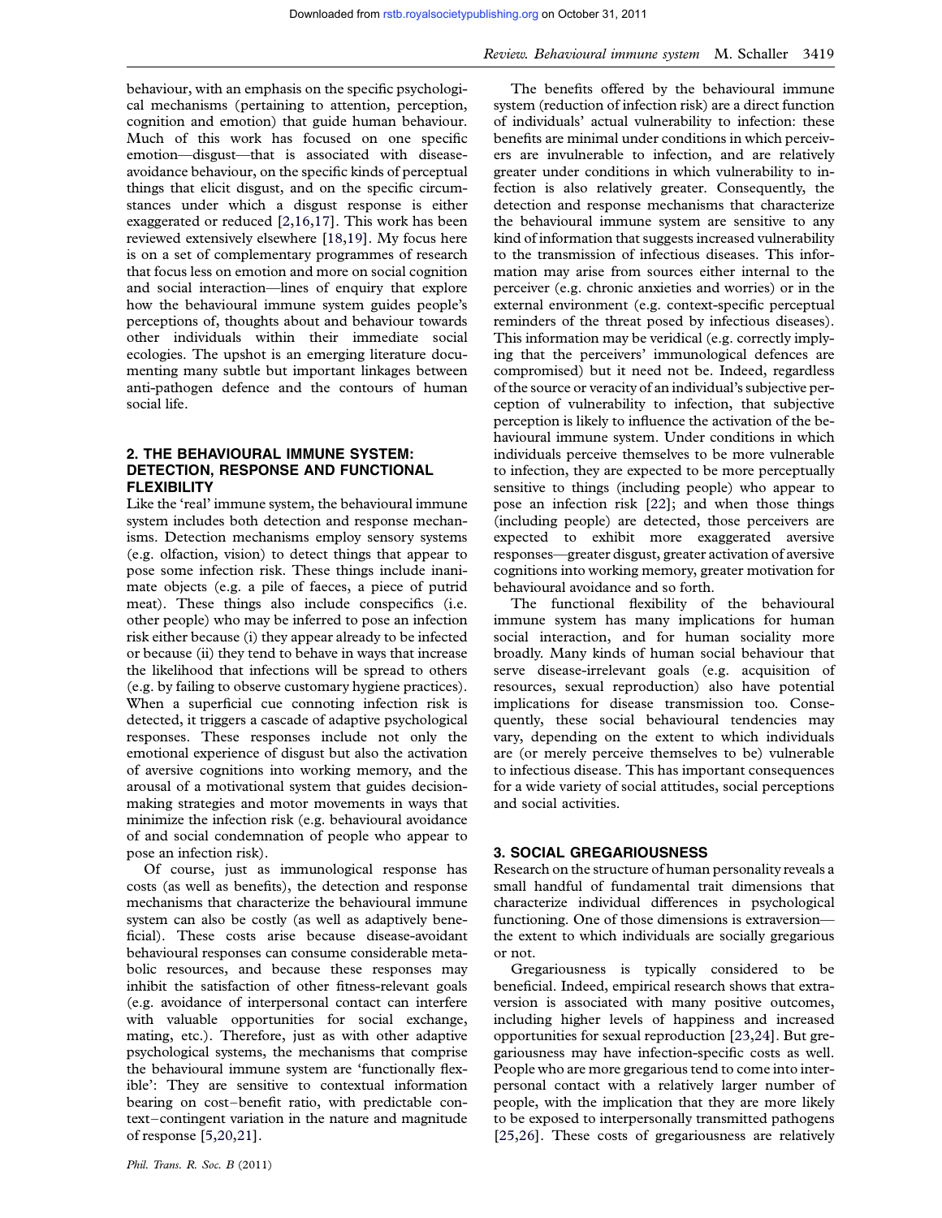behaviour, with an emphasis on the specific psychological mechanisms (pertaining to attention, perception, cognition and emotion) that guide human behaviour. Much of this work has focused on one specific emotion—disgust—that is associated with disease-avoidance behaviour, on the specific kinds of perceptual things that elicit disgust, and on the specific circumstances under which a disgust response is either exaggerated or reduced [2,16,17]. This work has been reviewed extensively elsewhere [18,19]. My focus here is on a set of complementary programmes of research that focus less on emotion and more on social cognition and social interaction—lines of enquiry that explore how the behavioural immune system guides people's perceptions of, thoughts about and behaviour towards other individuals within their immediate social ecologies. The upshot is an emerging literature documenting many subtle but important linkages between anti-pathogen defence and the contours of human social life.

## 2. THE BEHAVIOURAL IMMUNE SYSTEM: DETECTION, RESPONSE AND FUNCTIONAL FLEXIBILITY

Like the 'real' immune system, the behavioural immune system includes both detection and response mechanisms. Detection mechanisms employ sensory systems (e.g. olfaction, vision) to detect things that appear to pose some infection risk. These things include inanimate objects (e.g. a pile of faeces, a piece of putrid meat). These things also include conspecifics (i.e. other people) who may be inferred to pose an infection risk either because (i) they appear already to be infected or because (ii) they tend to behave in ways that increase the likelihood that infections will be spread to others (e.g. by failing to observe customary hygiene practices). When a superficial cue connoting infection risk is detected, it triggers a cascade of adaptive psychological responses. These responses include not only the emotional experience of disgust but also the activation of aversive cognitions into working memory, and the arousal of a motivational system that guides decision-making strategies and motor movements in ways that minimize the infection risk (e.g. behavioural avoidance of and social condemnation of people who appear to pose an infection risk).

Of course, just as immunological response has costs (as well as benefits), the detection and response mechanisms that characterize the behavioural immune system can also be costly (as well as adaptively beneficial). These costs arise because disease-avoidant behavioural responses can consume considerable metabolic resources, and because these responses may inhibit the satisfaction of other fitness-relevant goals (e.g. avoidance of interpersonal contact can interfere with valuable opportunities for social exchange, mating, etc.). Therefore, just as with other adaptive psychological systems, the mechanisms that comprise the behavioural immune system are 'functionally flexible': They are sensitive to contextual information bearing on cost–benefit ratio, with predictable context–contingent variation in the nature and magnitude of response [5,20,21].

The benefits offered by the behavioural immune system (reduction of infection risk) are a direct function of individuals' actual vulnerability to infection: these benefits are minimal under conditions in which perceivers are invulnerable to infection, and are relatively greater under conditions in which vulnerability to infection is also relatively greater. Consequently, the detection and response mechanisms that characterize the behavioural immune system are sensitive to any kind of information that suggests increased vulnerability to the transmission of infectious diseases. This information may arise from sources either internal to the perceiver (e.g. chronic anxieties and worries) or in the external environment (e.g. context-specific perceptual reminders of the threat posed by infectious diseases). This information may be veridical (e.g. correctly implying that the perceivers' immunological defences are compromised) but it need not be. Indeed, regardless of the source or veracity of an individual's subjective perception of vulnerability to infection, that subjective perception is likely to influence the activation of the behavioural immune system. Under conditions in which individuals perceive themselves to be more vulnerable to infection, they are expected to be more perceptually sensitive to things (including people) who appear to pose an infection risk [22]; and when those things (including people) are detected, those perceivers are expected to exhibit more exaggerated aversive responses—greater disgust, greater activation of aversive cognitions into working memory, greater motivation for behavioural avoidance and so forth.

The functional flexibility of the behavioural immune system has many implications for human social interaction, and for human sociality more broadly. Many kinds of human social behaviour that serve disease-irrelevant goals (e.g. acquisition of resources, sexual reproduction) also have potential implications for disease transmission too. Consequently, these social behavioural tendencies may vary, depending on the extent to which individuals are (or merely perceive themselves to be) vulnerable to infectious disease. This has important consequences for a wide variety of social attitudes, social perceptions and social activities.

## 3. SOCIAL GREGARIOUSNESS

Research on the structure of human personality reveals a small handful of fundamental trait dimensions that characterize individual differences in psychological functioning. One of those dimensions is extraversion—the extent to which individuals are socially gregarious or not.

Gregariousness is typically considered to be beneficial. Indeed, empirical research shows that extraversion is associated with many positive outcomes, including higher levels of happiness and increased opportunities for sexual reproduction [23,24]. But gregariousness may have infection-specific costs as well. People who are more gregarious tend to come into interpersonal contact with a relatively larger number of people, with the implication that they are more likely to be exposed to interpersonally transmitted pathogens [25,26]. These costs of gregariousness are relatively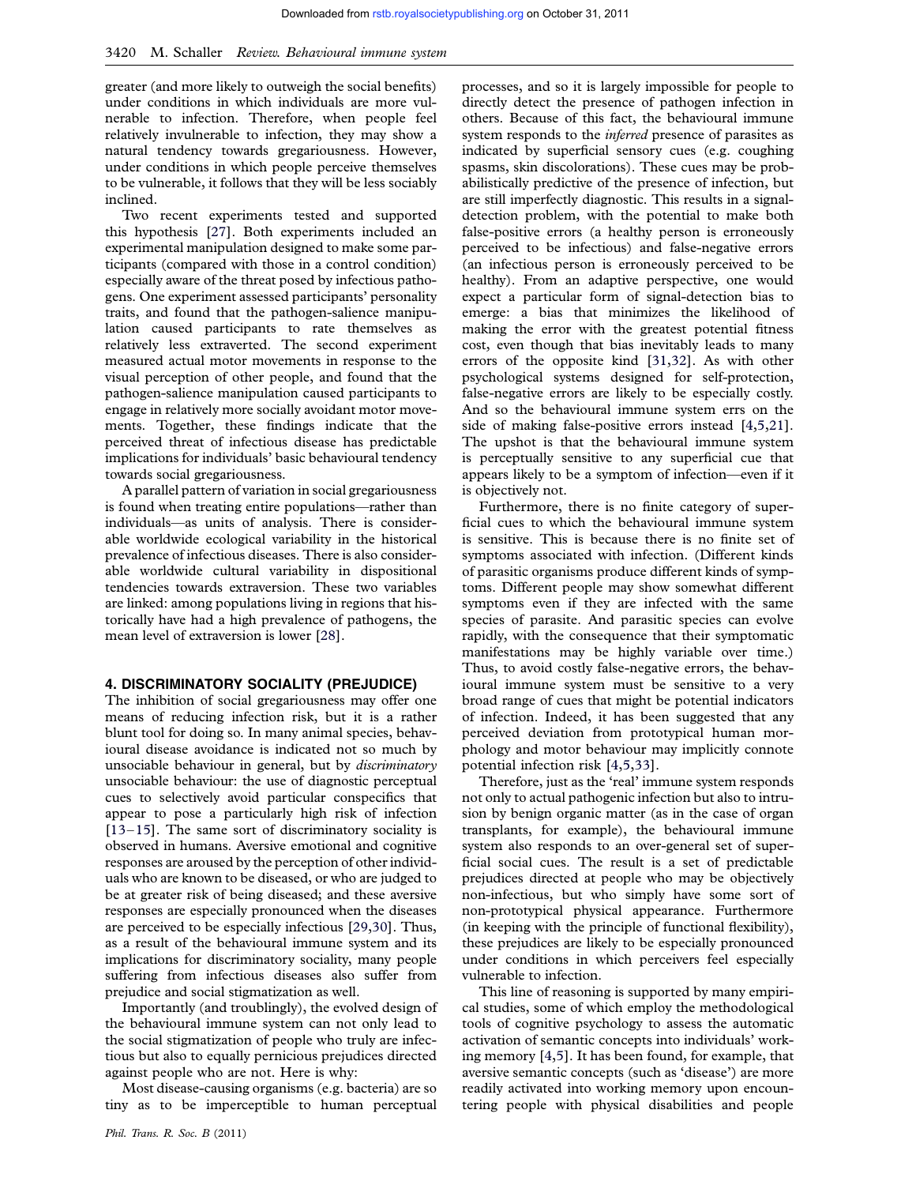greater (and more likely to outweigh the social benefits) under conditions in which individuals are more vulnerable to infection. Therefore, when people feel relatively invulnerable to infection, they may show a natural tendency towards gregariousness. However, under conditions in which people perceive themselves to be vulnerable, it follows that they will be less sociably inclined.

Two recent experiments tested and supported this hypothesis [27]. Both experiments included an experimental manipulation designed to make some participants (compared with those in a control condition) especially aware of the threat posed by infectious pathogens. One experiment assessed participants' personality traits, and found that the pathogen-salience manipulation caused participants to rate themselves as relatively less extraverted. The second experiment measured actual motor movements in response to the visual perception of other people, and found that the pathogen-salience manipulation caused participants to engage in relatively more socially avoidant motor movements. Together, these findings indicate that the perceived threat of infectious disease has predictable implications for individuals' basic behavioural tendency towards social gregariousness.

A parallel pattern of variation in social gregariousness is found when treating entire populations—rather than individuals—as units of analysis. There is considerable worldwide ecological variability in the historical prevalence of infectious diseases. There is also considerable worldwide cultural variability in dispositional tendencies towards extraversion. These two variables are linked: among populations living in regions that historically have had a high prevalence of pathogens, the mean level of extraversion is lower [28].

## 4. DISCRIMINATORY SOCIALITY (PREJUDICE)

The inhibition of social gregariousness may offer one means of reducing infection risk, but it is a rather blunt tool for doing so. In many animal species, behavioural disease avoidance is indicated not so much by unsociable behaviour in general, but by *discriminatory* unsociable behaviour: the use of diagnostic perceptual cues to selectively avoid particular conspecifics that appear to pose a particularly high risk of infection [13–15]. The same sort of discriminatory sociality is observed in humans. Aversive emotional and cognitive responses are aroused by the perception of other individuals who are known to be diseased, or who are judged to be at greater risk of being diseased; and these aversive responses are especially pronounced when the diseases are perceived to be especially infectious [29,30]. Thus, as a result of the behavioural immune system and its implications for discriminatory sociality, many people suffering from infectious diseases also suffer from prejudice and social stigmatization as well.

Importantly (and troublingly), the evolved design of the behavioural immune system can not only lead to the social stigmatization of people who truly are infectious but also to equally pernicious prejudices directed against people who are not. Here is why:

Most disease-causing organisms (e.g. bacteria) are so tiny as to be imperceptible to human perceptual processes, and so it is largely impossible for people to directly detect the presence of pathogen infection in others. Because of this fact, the behavioural immune system responds to the *inferred* presence of parasites as indicated by superficial sensory cues (e.g. coughing spasms, skin discolorations). These cues may be probabilistically predictive of the presence of infection, but are still imperfectly diagnostic. This results in a signal-detection problem, with the potential to make both false-positive errors (a healthy person is erroneously perceived to be infectious) and false-negative errors (an infectious person is erroneously perceived to be healthy). From an adaptive perspective, one would expect a particular form of signal-detection bias to emerge: a bias that minimizes the likelihood of making the error with the greatest potential fitness cost, even though that bias inevitably leads to many errors of the opposite kind [31,32]. As with other psychological systems designed for self-protection, false-negative errors are likely to be especially costly. And so the behavioural immune system errs on the side of making false-positive errors instead [4,5,21]. The upshot is that the behavioural immune system is perceptually sensitive to any superficial cue that appears likely to be a symptom of infection—even if it is objectively not.

Furthermore, there is no finite category of superficial cues to which the behavioural immune system is sensitive. This is because there is no finite set of symptoms associated with infection. (Different kinds of parasitic organisms produce different kinds of symptoms. Different people may show somewhat different symptoms even if they are infected with the same species of parasite. And parasitic species can evolve rapidly, with the consequence that their symptomatic manifestations may be highly variable over time.) Thus, to avoid costly false-negative errors, the behavioural immune system must be sensitive to a very broad range of cues that might be potential indicators of infection. Indeed, it has been suggested that any perceived deviation from prototypical human morphology and motor behaviour may implicitly connote potential infection risk [4,5,33].

Therefore, just as the 'real' immune system responds not only to actual pathogenic infection but also to intrusion by benign organic matter (as in the case of organ transplants, for example), the behavioural immune system also responds to an over-general set of superficial social cues. The result is a set of predictable prejudices directed at people who may be objectively non-infectious, but who simply have some sort of non-prototypical physical appearance. Furthermore (in keeping with the principle of functional flexibility), these prejudices are likely to be especially pronounced under conditions in which perceivers feel especially vulnerable to infection.

This line of reasoning is supported by many empirical studies, some of which employ the methodological tools of cognitive psychology to assess the automatic activation of semantic concepts into individuals' working memory [4,5]. It has been found, for example, that aversive semantic concepts (such as 'disease') are more readily activated into working memory upon encountering people with physical disabilities and people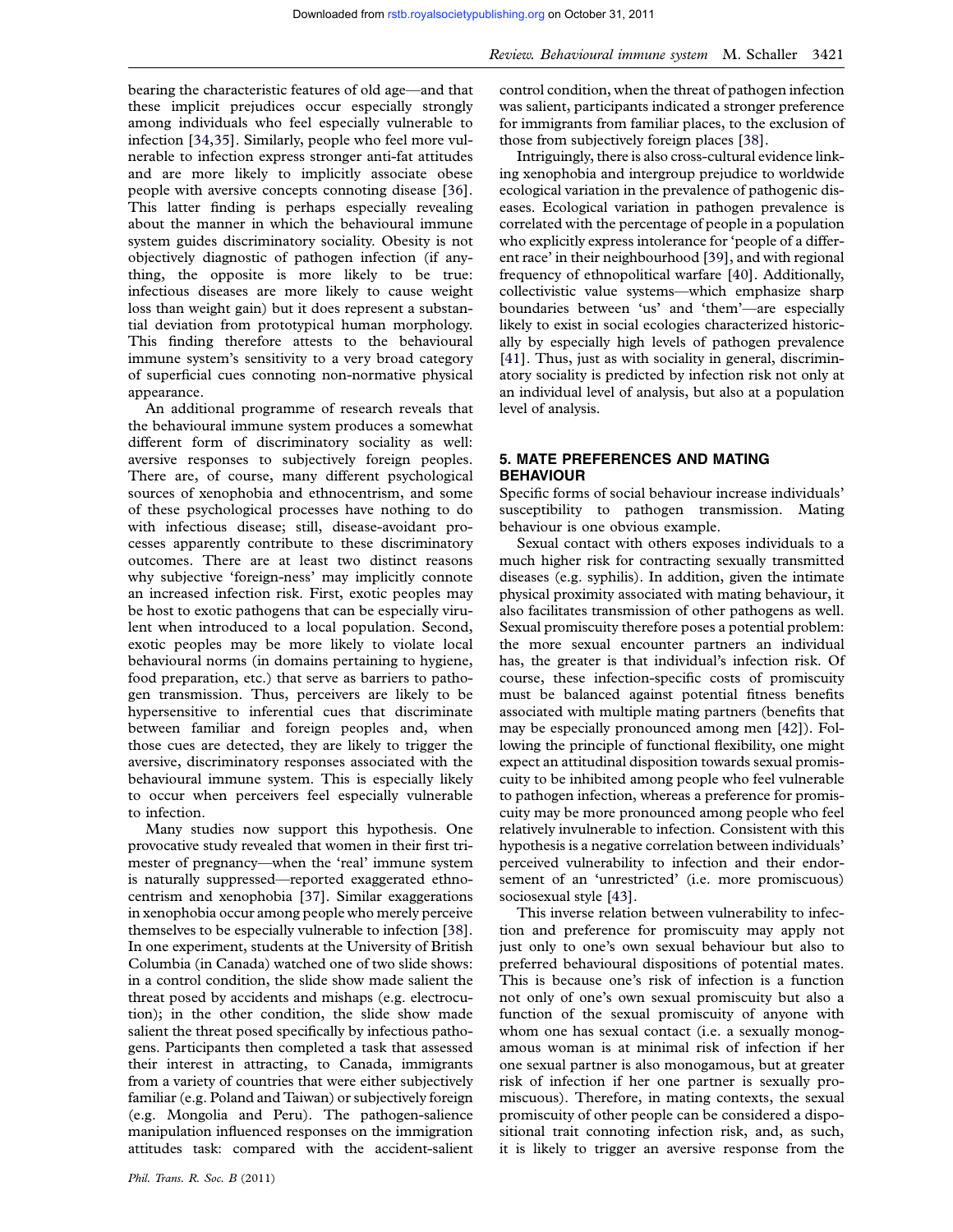bearing the characteristic features of old age—and that these implicit prejudices occur especially strongly among individuals who feel especially vulnerable to infection [34,35]. Similarly, people who feel more vulnerable to infection express stronger anti-fat attitudes and are more likely to implicitly associate obese people with aversive concepts connoting disease [36]. This latter finding is perhaps especially revealing about the manner in which the behavioural immune system guides discriminatory sociality. Obesity is not objectively diagnostic of pathogen infection (if anything, the opposite is more likely to be true: infectious diseases are more likely to cause weight loss than weight gain) but it does represent a substantial deviation from prototypical human morphology. This finding therefore attests to the behavioural immune system's sensitivity to a very broad category of superficial cues connoting non-normative physical appearance.

An additional programme of research reveals that the behavioural immune system produces a somewhat different form of discriminatory sociality as well: aversive responses to subjectively foreign peoples. There are, of course, many different psychological sources of xenophobia and ethnocentrism, and some of these psychological processes have nothing to do with infectious disease; still, disease-avoidant processes apparently contribute to these discriminatory outcomes. There are at least two distinct reasons why subjective 'foreign-ness' may implicitly connote an increased infection risk. First, exotic peoples may be host to exotic pathogens that can be especially virulent when introduced to a local population. Second, exotic peoples may be more likely to violate local behavioural norms (in domains pertaining to hygiene, food preparation, etc.) that serve as barriers to pathogen transmission. Thus, perceivers are likely to be hypersensitive to inferential cues that discriminate between familiar and foreign peoples and, when those cues are detected, they are likely to trigger the aversive, discriminatory responses associated with the behavioural immune system. This is especially likely to occur when perceivers feel especially vulnerable to infection.

Many studies now support this hypothesis. One provocative study revealed that women in their first trimester of pregnancy—when the 'real' immune system is naturally suppressed—reported exaggerated ethnocentrism and xenophobia [37]. Similar exaggerations in xenophobia occur among people who merely perceive themselves to be especially vulnerable to infection [38]. In one experiment, students at the University of British Columbia (in Canada) watched one of two slide shows: in a control condition, the slide show made salient the threat posed by accidents and mishaps (e.g. electrocution); in the other condition, the slide show made salient the threat posed specifically by infectious pathogens. Participants then completed a task that assessed their interest in attracting, to Canada, immigrants from a variety of countries that were either subjectively familiar (e.g. Poland and Taiwan) or subjectively foreign (e.g. Mongolia and Peru). The pathogen-salience manipulation influenced responses on the immigration attitudes task: compared with the accident-salient control condition, when the threat of pathogen infection was salient, participants indicated a stronger preference for immigrants from familiar places, to the exclusion of those from subjectively foreign places [38].

Intriguingly, there is also cross-cultural evidence linking xenophobia and intergroup prejudice to worldwide ecological variation in the prevalence of pathogenic diseases. Ecological variation in pathogen prevalence is correlated with the percentage of people in a population who explicitly express intolerance for 'people of a different race' in their neighbourhood [39], and with regional frequency of ethnopolitical warfare [40]. Additionally, collectivistic value systems—which emphasize sharp boundaries between 'us' and 'them'—are especially likely to exist in social ecologies characterized historically by especially high levels of pathogen prevalence [41]. Thus, just as with sociality in general, discriminatory sociality is predicted by infection risk not only at an individual level of analysis, but also at a population level of analysis.

## 5. MATE PREFERENCES AND MATING BEHAVIOUR

Specific forms of social behaviour increase individuals' susceptibility to pathogen transmission. Mating behaviour is one obvious example.

Sexual contact with others exposes individuals to a much higher risk for contracting sexually transmitted diseases (e.g. syphilis). In addition, given the intimate physical proximity associated with mating behaviour, it also facilitates transmission of other pathogens as well. Sexual promiscuity therefore poses a potential problem: the more sexual encounter partners an individual has, the greater is that individual's infection risk. Of course, these infection-specific costs of promiscuity must be balanced against potential fitness benefits associated with multiple mating partners (benefits that may be especially pronounced among men [42]). Following the principle of functional flexibility, one might expect an attitudinal disposition towards sexual promiscuity to be inhibited among people who feel vulnerable to pathogen infection, whereas a preference for promiscuity may be more pronounced among people who feel relatively invulnerable to infection. Consistent with this hypothesis is a negative correlation between individuals' perceived vulnerability to infection and their endorsement of an 'unrestricted' (i.e. more promiscuous) sociosexual style [43].

This inverse relation between vulnerability to infection and preference for promiscuity may apply not just only to one's own sexual behaviour but also to preferred behavioural dispositions of potential mates. This is because one's risk of infection is a function not only of one's own sexual promiscuity but also a function of the sexual promiscuity of anyone with whom one has sexual contact (i.e. a sexually monogamous woman is at minimal risk of infection if her one sexual partner is also monogamous, but at greater risk of infection if her one partner is sexually promiscuous). Therefore, in mating contexts, the sexual promiscuity of other people can be considered a dispositional trait connoting infection risk, and, as such, it is likely to trigger an aversive response from the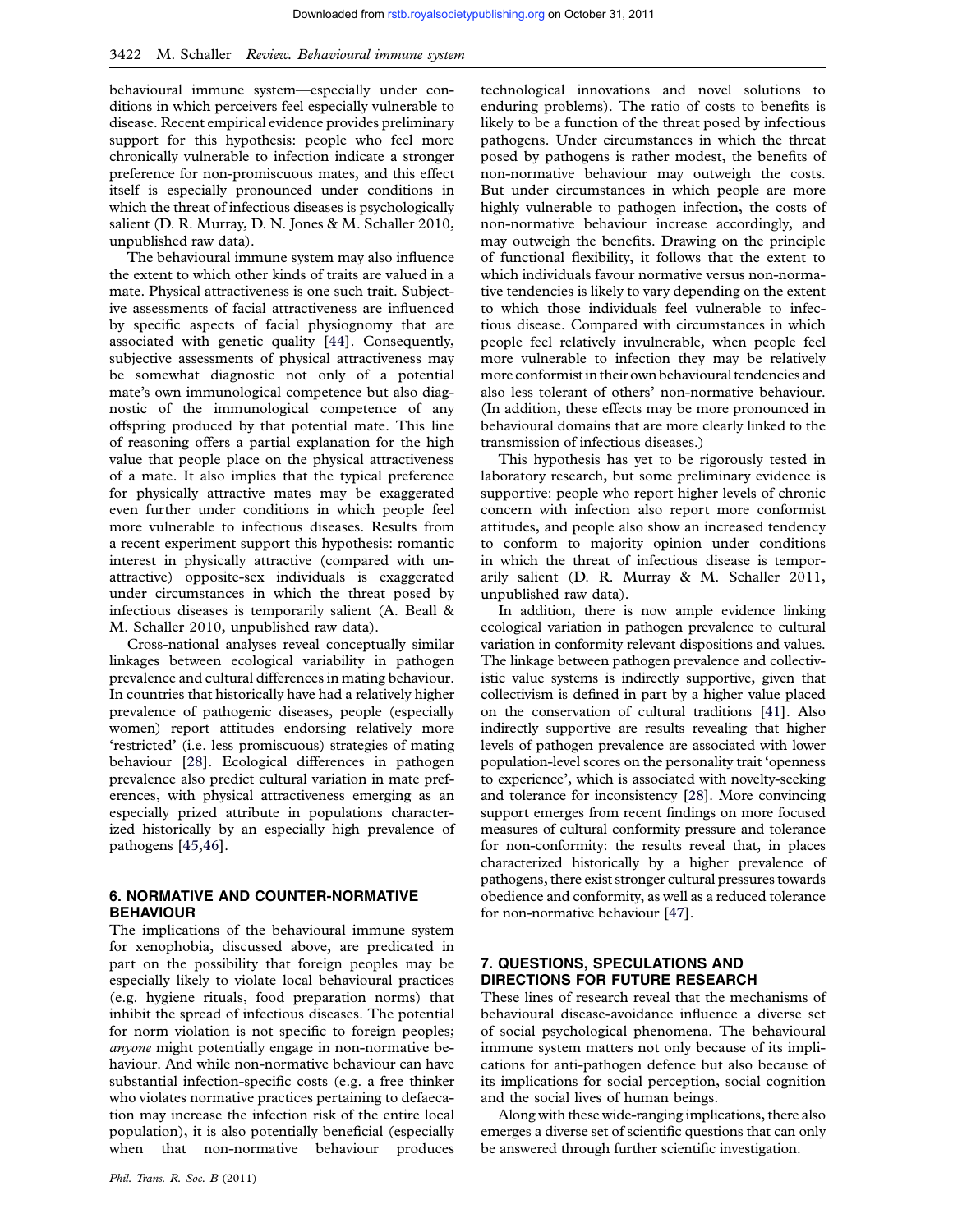behavioural immune system—especially under conditions in which perceivers feel especially vulnerable to disease. Recent empirical evidence provides preliminary support for this hypothesis: people who feel more chronically vulnerable to infection indicate a stronger preference for non-promiscuous mates, and this effect itself is especially pronounced under conditions in which the threat of infectious diseases is psychologically salient (D. R. Murray, D. N. Jones & M. Schaller 2010, unpublished raw data).

The behavioural immune system may also influence the extent to which other kinds of traits are valued in a mate. Physical attractiveness is one such trait. Subjective assessments of facial attractiveness are influenced by specific aspects of facial physiognomy that are associated with genetic quality [44]. Consequently, subjective assessments of physical attractiveness may be somewhat diagnostic not only of a potential mate's own immunological competence but also diagnostic of the immunological competence of any offspring produced by that potential mate. This line of reasoning offers a partial explanation for the high value that people place on the physical attractiveness of a mate. It also implies that the typical preference for physically attractive mates may be exaggerated even further under conditions in which people feel more vulnerable to infectious diseases. Results from a recent experiment support this hypothesis: romantic interest in physically attractive (compared with unattractive) opposite-sex individuals is exaggerated under circumstances in which the threat posed by infectious diseases is temporarily salient (A. Beall & M. Schaller 2010, unpublished raw data).

Cross-national analyses reveal conceptually similar linkages between ecological variability in pathogen prevalence and cultural differences in mating behaviour. In countries that historically have had a relatively higher prevalence of pathogenic diseases, people (especially women) report attitudes endorsing relatively more 'restricted' (i.e. less promiscuous) strategies of mating behaviour [28]. Ecological differences in pathogen prevalence also predict cultural variation in mate preferences, with physical attractiveness emerging as an especially prized attribute in populations characterized historically by an especially high prevalence of pathogens [45,46].

## 6. NORMATIVE AND COUNTER-NORMATIVE BEHAVIOUR

The implications of the behavioural immune system for xenophobia, discussed above, are predicated in part on the possibility that foreign peoples may be especially likely to violate local behavioural practices (e.g. hygiene rituals, food preparation norms) that inhibit the spread of infectious diseases. The potential for norm violation is not specific to foreign peoples; *anyone* might potentially engage in non-normative behaviour. And while non-normative behaviour can have substantial infection-specific costs (e.g. a free thinker who violates normative practices pertaining to defaecation may increase the infection risk of the entire local population), it is also potentially beneficial (especially when that non-normative behaviour produces technological innovations and novel solutions to enduring problems). The ratio of costs to benefits is likely to be a function of the threat posed by infectious pathogens. Under circumstances in which the threat posed by pathogens is rather modest, the benefits of non-normative behaviour may outweigh the costs. But under circumstances in which people are more highly vulnerable to pathogen infection, the costs of non-normative behaviour increase accordingly, and may outweigh the benefits. Drawing on the principle of functional flexibility, it follows that the extent to which individuals favour normative versus non-normative tendencies is likely to vary depending on the extent to which those individuals feel vulnerable to infectious disease. Compared with circumstances in which people feel relatively invulnerable, when people feel more vulnerable to infection they may be relatively more conformist in their own behavioural tendencies and also less tolerant of others' non-normative behaviour. (In addition, these effects may be more pronounced in behavioural domains that are more clearly linked to the transmission of infectious diseases.)

This hypothesis has yet to be rigorously tested in laboratory research, but some preliminary evidence is supportive: people who report higher levels of chronic concern with infection also report more conformist attitudes, and people also show an increased tendency to conform to majority opinion under conditions in which the threat of infectious disease is temporarily salient (D. R. Murray & M. Schaller 2011, unpublished raw data).

In addition, there is now ample evidence linking ecological variation in pathogen prevalence to cultural variation in conformity relevant dispositions and values. The linkage between pathogen prevalence and collectivistic value systems is indirectly supportive, given that collectivism is defined in part by a higher value placed on the conservation of cultural traditions [41]. Also indirectly supportive are results revealing that higher levels of pathogen prevalence are associated with lower population-level scores on the personality trait 'openness to experience', which is associated with novelty-seeking and tolerance for inconsistency [28]. More convincing support emerges from recent findings on more focused measures of cultural conformity pressure and tolerance for non-conformity: the results reveal that, in places characterized historically by a higher prevalence of pathogens, there exist stronger cultural pressures towards obedience and conformity, as well as a reduced tolerance for non-normative behaviour [47].

## 7. QUESTIONS, SPECULATIONS AND DIRECTIONS FOR FUTURE RESEARCH

These lines of research reveal that the mechanisms of behavioural disease-avoidance influence a diverse set of social psychological phenomena. The behavioural immune system matters not only because of its implications for anti-pathogen defence but also because of its implications for social perception, social cognition and the social lives of human beings.

Along with these wide-ranging implications, there also emerges a diverse set of scientific questions that can only be answered through further scientific investigation.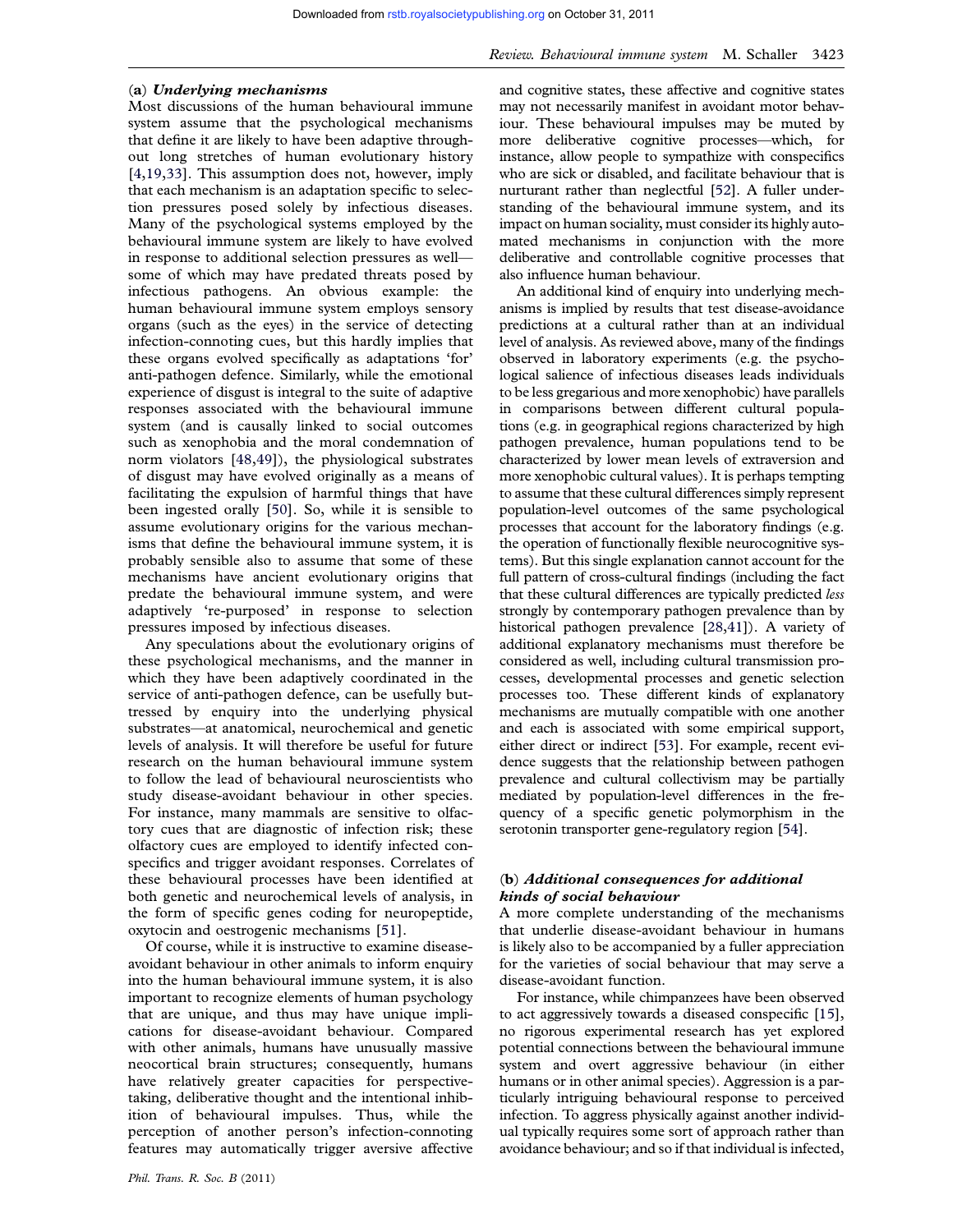### (a) *Underlying mechanisms*

Most discussions of the human behavioural immune system assume that the psychological mechanisms that define it are likely to have been adaptive throughout long stretches of human evolutionary history [4,19,33]. This assumption does not, however, imply that each mechanism is an adaptation specific to selection pressures posed solely by infectious diseases. Many of the psychological systems employed by the behavioural immune system are likely to have evolved in response to additional selection pressures as well—some of which may have predated threats posed by infectious pathogens. An obvious example: the human behavioural immune system employs sensory organs (such as the eyes) in the service of detecting infection-connoting cues, but this hardly implies that these organs evolved specifically as adaptations 'for' anti-pathogen defence. Similarly, while the emotional experience of disgust is integral to the suite of adaptive responses associated with the behavioural immune system (and is causally linked to social outcomes such as xenophobia and the moral condemnation of norm violators [48,49]), the physiological substrates of disgust may have evolved originally as a means of facilitating the expulsion of harmful things that have been ingested orally [50]. So, while it is sensible to assume evolutionary origins for the various mechanisms that define the behavioural immune system, it is probably sensible also to assume that some of these mechanisms have ancient evolutionary origins that predate the behavioural immune system, and were adaptively 're-purposed' in response to selection pressures imposed by infectious diseases.

Any speculations about the evolutionary origins of these psychological mechanisms, and the manner in which they have been adaptively coordinated in the service of anti-pathogen defence, can be usefully buttressed by enquiry into the underlying physical substrates—at anatomical, neurochemical and genetic levels of analysis. It will therefore be useful for future research on the human behavioural immune system to follow the lead of behavioural neuroscientists who study disease-avoidant behaviour in other species. For instance, many mammals are sensitive to olfactory cues that are diagnostic of infection risk; these olfactory cues are employed to identify infected conspecifics and trigger avoidant responses. Correlates of these behavioural processes have been identified at both genetic and neurochemical levels of analysis, in the form of specific genes coding for neuropeptide, oxytocin and oestrogenic mechanisms [51].

Of course, while it is instructive to examine disease-avoidant behaviour in other animals to inform enquiry into the human behavioural immune system, it is also important to recognize elements of human psychology that are unique, and thus may have unique implications for disease-avoidant behaviour. Compared with other animals, humans have unusually massive neocortical brain structures; consequently, humans have relatively greater capacities for perspective-taking, deliberative thought and the intentional inhibition of behavioural impulses. Thus, while the perception of another person's infection-connoting features may automatically trigger aversive affective and cognitive states, these affective and cognitive states may not necessarily manifest in avoidant motor behaviour. These behavioural impulses may be muted by more deliberative cognitive processes—which, for instance, allow people to sympathize with conspecifics who are sick or disabled, and facilitate behaviour that is nurturant rather than neglectful [52]. A fuller understanding of the behavioural immune system, and its impact on human sociality, must consider its highly automated mechanisms in conjunction with the more deliberative and controllable cognitive processes that also influence human behaviour.

An additional kind of enquiry into underlying mechanisms is implied by results that test disease-avoidance predictions at a cultural rather than at an individual level of analysis. As reviewed above, many of the findings observed in laboratory experiments (e.g. the psychological salience of infectious diseases leads individuals to be less gregarious and more xenophobic) have parallels in comparisons between different cultural populations (e.g. in geographical regions characterized by high pathogen prevalence, human populations tend to be characterized by lower mean levels of extraversion and more xenophobic cultural values). It is perhaps tempting to assume that these cultural differences simply represent population-level outcomes of the same psychological processes that account for the laboratory findings (e.g. the operation of functionally flexible neurocognitive systems). But this single explanation cannot account for the full pattern of cross-cultural findings (including the fact that these cultural differences are typically predicted *less* strongly by contemporary pathogen prevalence than by historical pathogen prevalence [28,41]). A variety of additional explanatory mechanisms must therefore be considered as well, including cultural transmission processes, developmental processes and genetic selection processes too. These different kinds of explanatory mechanisms are mutually compatible with one another and each is associated with some empirical support, either direct or indirect [53]. For example, recent evidence suggests that the relationship between pathogen prevalence and cultural collectivism may be partially mediated by population-level differences in the frequency of a specific genetic polymorphism in the serotonin transporter gene-regulatory region [54].

### (b) *Additional consequences for additional kinds of social behaviour*

A more complete understanding of the mechanisms that underlie disease-avoidant behaviour in humans is likely also to be accompanied by a fuller appreciation for the varieties of social behaviour that may serve a disease-avoidant function.

For instance, while chimpanzees have been observed to act aggressively towards a diseased conspecific [15], no rigorous experimental research has yet explored potential connections between the behavioural immune system and overt aggressive behaviour (in either humans or in other animal species). Aggression is a particularly intriguing behavioural response to perceived infection. To aggress physically against another individual typically requires some sort of approach rather than avoidance behaviour; and so if that individual is infected,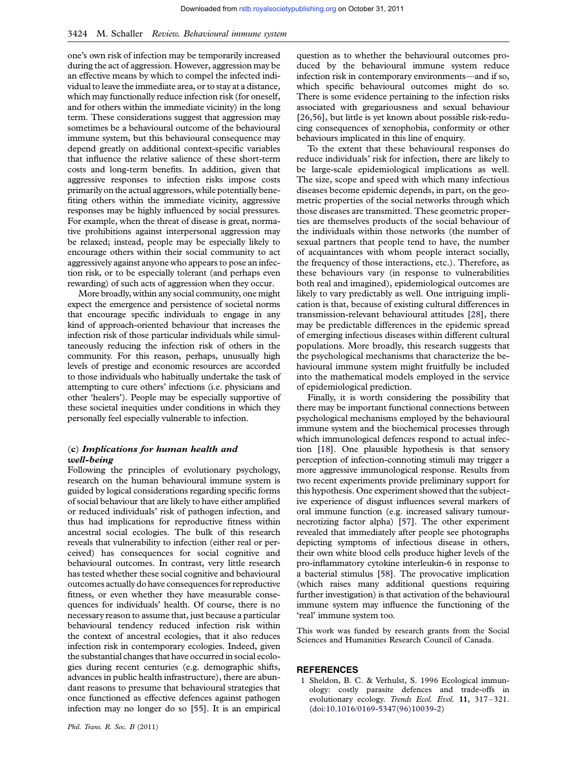one's own risk of infection may be temporarily increased during the act of aggression. However, aggression may be an effective means by which to compel the infected individual to leave the immediate area, or to stay at a distance, which may functionally reduce infection risk (for oneself, and for others within the immediate vicinity) in the long term. These considerations suggest that aggression may sometimes be a behavioural outcome of the behavioural immune system, but this behavioural consequence may depend greatly on additional context-specific variables that influence the relative salience of these short-term costs and long-term benefits. In addition, given that aggressive responses to infection risks impose costs primarily on the actual aggressors, while potentially benefiting others within the immediate vicinity, aggressive responses may be highly influenced by social pressures. For example, when the threat of disease is great, normative prohibitions against interpersonal aggression may be relaxed; instead, people may be especially likely to encourage others within their social community to act aggressively against anyone who appears to pose an infection risk, or to be especially tolerant (and perhaps even rewarding) of such acts of aggression when they occur.

More broadly, within any social community, one might expect the emergence and persistence of societal norms that encourage specific individuals to engage in any kind of approach-oriented behaviour that increases the infection risk of those particular individuals while simultaneously reducing the infection risk of others in the community. For this reason, perhaps, unusually high levels of prestige and economic resources are accorded to those individuals who habitually undertake the task of attempting to cure others' infections (i.e. physicians and other 'healers'). People may be especially supportive of these societal inequities under conditions in which they personally feel especially vulnerable to infection.

### (c) *Implications for human health and well-being*

Following the principles of evolutionary psychology, research on the human behavioural immune system is guided by logical considerations regarding specific forms of social behaviour that are likely to have either amplified or reduced individuals' risk of pathogen infection, and thus had implications for reproductive fitness within ancestral social ecologies. The bulk of this research reveals that vulnerability to infection (either real or perceived) has consequences for social cognitive and behavioural outcomes. In contrast, very little research has tested whether these social cognitive and behavioural outcomes actually do have consequences for reproductive fitness, or even whether they have measurable consequences for individuals' health. Of course, there is no necessary reason to assume that, just because a particular behavioural tendency reduced infection risk within the context of ancestral ecologies, that it also reduces infection risk in contemporary ecologies. Indeed, given the substantial changes that have occurred in social ecologies during recent centuries (e.g. demographic shifts, advances in public health infrastructure), there are abundant reasons to presume that behavioural strategies that once functioned as effective defences against pathogen infection may no longer do so [55]. It is an empirical question as to whether the behavioural outcomes produced by the behavioural immune system reduce infection risk in contemporary environments—and if so, which specific behavioural outcomes might do so. There is some evidence pertaining to the infection risks associated with gregariousness and sexual behaviour [26,56], but little is yet known about possible risk-reducing consequences of xenophobia, conformity or other behaviours implicated in this line of enquiry.

To the extent that these behavioural responses do reduce individuals' risk for infection, there are likely to be large-scale epidemiological implications as well. The size, scope and speed with which many infectious diseases become epidemic depends, in part, on the geometric properties of the social networks through which those diseases are transmitted. These geometric properties are themselves products of the social behaviour of the individuals within those networks (the number of sexual partners that people tend to have, the number of acquaintances with whom people interact socially, the frequency of those interactions, etc.). Therefore, as these behaviours vary (in response to vulnerabilities both real and imagined), epidemiological outcomes are likely to vary predictably as well. One intriguing implication is that, because of existing cultural differences in transmission-relevant behavioural attitudes [28], there may be predictable differences in the epidemic spread of emerging infectious diseases within different cultural populations. More broadly, this research suggests that the psychological mechanisms that characterize the behavioural immune system might fruitfully be included into the mathematical models employed in the service of epidemiological prediction.

Finally, it is worth considering the possibility that there may be important functional connections between psychological mechanisms employed by the behavioural immune system and the biochemical processes through which immunological defences respond to actual infection [18]. One plausible hypothesis is that sensory perception of infection-connoting stimuli may trigger a more aggressive immunological response. Results from two recent experiments provide preliminary support for this hypothesis. One experiment showed that the subjective experience of disgust influences several markers of oral immune function (e.g. increased salivary tumour-necrotizing factor alpha) [57]. The other experiment revealed that immediately after people see photographs depicting symptoms of infectious disease in others, their own white blood cells produce higher levels of the pro-inflammatory cytokine interleukin-6 in response to a bacterial stimulus [58]. The provocative implication (which raises many additional questions requiring further investigation) is that activation of the behavioural immune system may influence the functioning of the 'real' immune system too.

This work was funded by research grants from the Social Sciences and Humanities Research Council of Canada.

## REFERENCES

1 Sheldon, B. C. & Verhulst, S. 1996 Ecological immunology: costly parasite defences and trade-offs in evolutionary ecology. *Trends Ecol. Evol.* **11**, 317–321. (doi:10.1016/0169-5347(96)10039-2)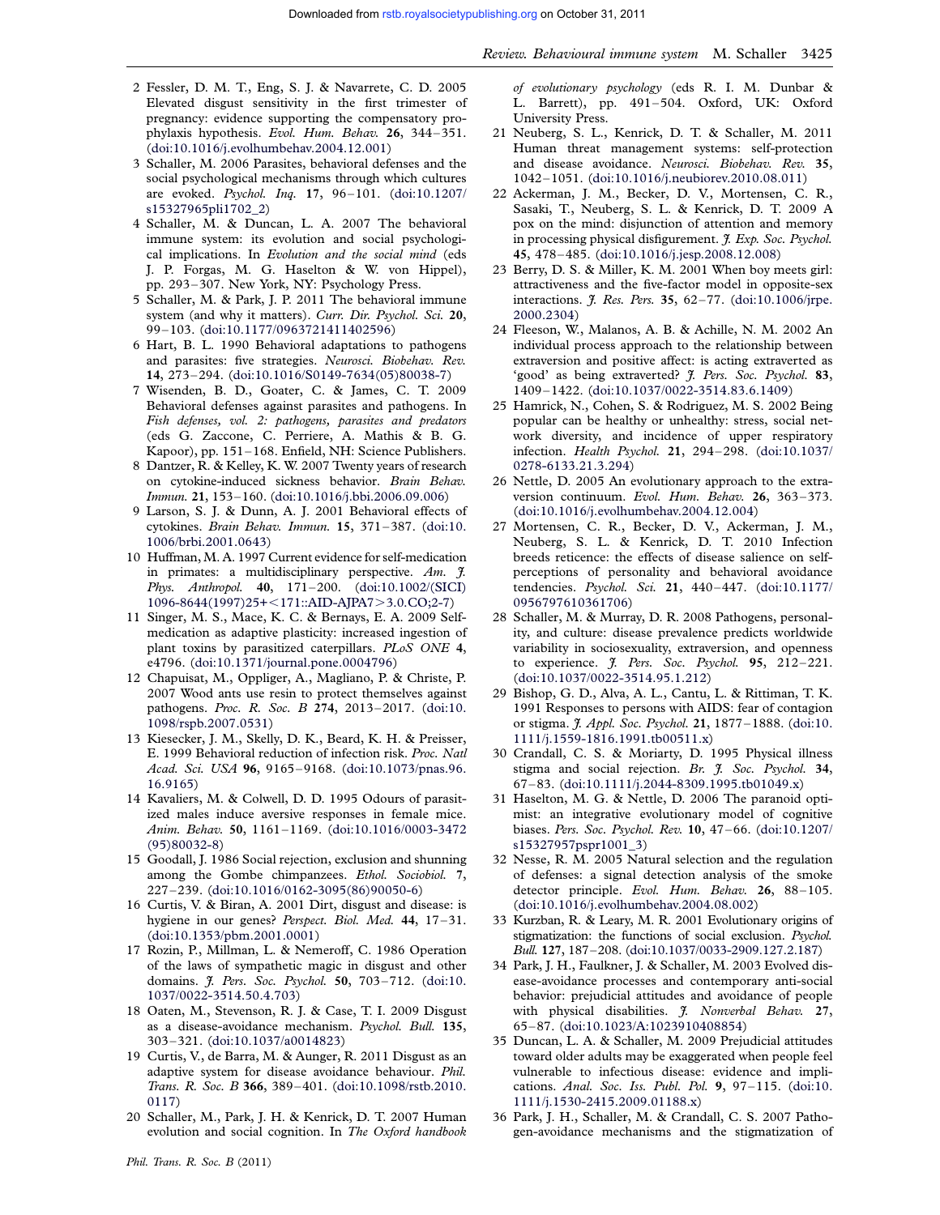2 Fessler, D. M. T., Eng, S. J. & Navarrete, C. D. 2005 Elevated disgust sensitivity in the first trimester of pregnancy: evidence supporting the compensatory prophylaxis hypothesis. *Evol. Hum. Behav.* **26**, 344–351. (doi:10.1016/j.evolhumbehav.2004.12.001)

3 Schaller, M. 2006 Parasites, behavioral defenses and the social psychological mechanisms through which cultures are evoked. *Psychol. Inq.* **17**, 96–101. (doi:10.1207/s15327965pli1702_2)

4 Schaller, M. & Duncan, L. A. 2007 The behavioral immune system: its evolution and social psychological implications. In *Evolution and the social mind* (eds J. P. Forgas, M. G. Haselton & W. von Hippel), pp. 293–307. New York, NY: Psychology Press.

5 Schaller, M. & Park, J. P. 2011 The behavioral immune system (and why it matters). *Curr. Dir. Psychol. Sci.* **20**, 99–103. (doi:10.1177/0963721411402596)

6 Hart, B. L. 1990 Behavioral adaptations to pathogens and parasites: five strategies. *Neurosci. Biobehav. Rev.* **14**, 273–294. (doi:10.1016/S0149-7634(05)80038-7)

7 Wisenden, B. D., Goater, C. & James, C. T. 2009 Behavioral defenses against parasites and pathogens. In *Fish defenses, vol. 2: pathogens, parasites and predators* (eds G. Zaccone, C. Perriere, A. Mathis & B. G. Kapoor), pp. 151–168. Enfield, NH: Science Publishers.

8 Dantzer, R. & Kelley, K. W. 2007 Twenty years of research on cytokine-induced sickness behavior. *Brain Behav. Immun.* **21**, 153–160. (doi:10.1016/j.bbi.2006.09.006)

9 Larson, S. J. & Dunn, A. J. 2001 Behavioral effects of cytokines. *Brain Behav. Immun.* **15**, 371–387. (doi:10.1006/brbi.2001.0643)

10 Huffman, M. A. 1997 Current evidence for self-medication in primates: a multidisciplinary perspective. *Am. J. Phys. Anthropol.* **40**, 171–200. (doi:10.1002/(SICI)1096-8644(1997)25+<171::AID-AJPA7>3.0.CO;2-7)

11 Singer, M. S., Mace, K. C. & Bernays, E. A. 2009 Self-medication as adaptive plasticity: increased ingestion of plant toxins by parasitized caterpillars. *PLoS ONE* **4**, e4796. (doi:10.1371/journal.pone.0004796)

12 Chapuisat, M., Oppliger, A., Magliano, P. & Christe, P. 2007 Wood ants use resin to protect themselves against pathogens. *Proc. R. Soc. B* **274**, 2013–2017. (doi:10.1098/rspb.2007.0531)

13 Kiesecker, J. M., Skelly, D. K., Beard, K. H. & Preisser, E. 1999 Behavioral reduction of infection risk. *Proc. Natl Acad. Sci. USA* **96**, 9165–9168. (doi:10.1073/pnas.96.16.9165)

14 Kavaliers, M. & Colwell, D. D. 1995 Odours of parasitized males induce aversive responses in female mice. *Anim. Behav.* **50**, 1161–1169. (doi:10.1016/0003-3472(95)80032-8)

15 Goodall, J. 1986 Social rejection, exclusion and shunning among the Gombe chimpanzees. *Ethol. Sociobiol.* **7**, 227–239. (doi:10.1016/0162-3095(86)90050-6)

16 Curtis, V. & Biran, A. 2001 Dirt, disgust and disease: is hygiene in our genes? *Perspect. Biol. Med.* **44**, 17–31. (doi:10.1353/pbm.2001.0001)

17 Rozin, P., Millman, L. & Nemeroff, C. 1986 Operation of the laws of sympathetic magic in disgust and other domains. *J. Pers. Soc. Psychol.* **50**, 703–712. (doi:10.1037/0022-3514.50.4.703)

18 Oaten, M., Stevenson, R. J. & Case, T. I. 2009 Disgust as a disease-avoidance mechanism. *Psychol. Bull.* **135**, 303–321. (doi:10.1037/a0014823)

19 Curtis, V., de Barra, M. & Aunger, R. 2011 Disgust as an adaptive system for disease avoidance behaviour. *Phil. Trans. R. Soc. B* **366**, 389–401. (doi:10.1098/rstb.2010.0117)

20 Schaller, M., Park, J. H. & Kenrick, D. T. 2007 Human evolution and social cognition. In *The Oxford handbook of evolutionary psychology* (eds R. I. M. Dunbar & L. Barrett), pp. 491–504. Oxford, UK: Oxford University Press.

21 Neuberg, S. L., Kenrick, D. T. & Schaller, M. 2011 Human threat management systems: self-protection and disease avoidance. *Neurosci. Biobehav. Rev.* **35**, 1042–1051. (doi:10.1016/j.neubiorev.2010.08.011)

22 Ackerman, J. M., Becker, D. V., Mortensen, C. R., Sasaki, T., Neuberg, S. L. & Kenrick, D. T. 2009 A pox on the mind: disjunction of attention and memory in processing physical disfigurement. *J. Exp. Soc. Psychol.* **45**, 478–485. (doi:10.1016/j.jesp.2008.12.008)

23 Berry, D. S. & Miller, K. M. 2001 When boy meets girl: attractiveness and the five-factor model in opposite-sex interactions. *J. Res. Pers.* **35**, 62–77. (doi:10.1006/jrpe.2000.2304)

24 Fleeson, W., Malanos, A. B. & Achille, N. M. 2002 An individual process approach to the relationship between extraversion and positive affect: is acting extraverted as 'good' as being extraverted? *J. Pers. Soc. Psychol.* **83**, 1409–1422. (doi:10.1037/0022-3514.83.6.1409)

25 Hamrick, N., Cohen, S. & Rodriguez, M. S. 2002 Being popular can be healthy or unhealthy: stress, social network diversity, and incidence of upper respiratory infection. *Health Psychol.* **21**, 294–298. (doi:10.1037/0278-6133.21.3.294)

26 Nettle, D. 2005 An evolutionary approach to the extraversion continuum. *Evol. Hum. Behav.* **26**, 363–373. (doi:10.1016/j.evolhumbehav.2004.12.004)

27 Mortensen, C. R., Becker, D. V., Ackerman, J. M., Neuberg, S. L. & Kenrick, D. T. 2010 Infection breeds reticence: the effects of disease salience on self-perceptions of personality and behavioral avoidance tendencies. *Psychol. Sci.* **21**, 440–447. (doi:10.1177/0956797610361706)

28 Schaller, M. & Murray, D. R. 2008 Pathogens, personality, and culture: disease prevalence predicts worldwide variability in sociosexuality, extraversion, and openness to experience. *J. Pers. Soc. Psychol.* **95**, 212–221. (doi:10.1037/0022-3514.95.1.212)

29 Bishop, G. D., Alva, A. L., Cantu, L. & Rittiman, T. K. 1991 Responses to persons with AIDS: fear of contagion or stigma. *J. Appl. Soc. Psychol.* **21**, 1877–1888. (doi:10.1111/j.1559-1816.1991.tb00511.x)

30 Crandall, C. S. & Moriarty, D. 1995 Physical illness stigma and social rejection. *Br. J. Soc. Psychol.* **34**, 67–83. (doi:10.1111/j.2044-8309.1995.tb01049.x)

31 Haselton, M. G. & Nettle, D. 2006 The paranoid optimist: an integrative evolutionary model of cognitive biases. *Pers. Soc. Psychol. Rev.* **10**, 47–66. (doi:10.1207/s15327957pspr1001_3)

32 Nesse, R. M. 2005 Natural selection and the regulation of defenses: a signal detection analysis of the smoke detector principle. *Evol. Hum. Behav.* **26**, 88–105. (doi:10.1016/j.evolhumbehav.2004.08.002)

33 Kurzban, R. & Leary, M. R. 2001 Evolutionary origins of stigmatization: the functions of social exclusion. *Psychol. Bull.* **127**, 187–208. (doi:10.1037/0033-2909.127.2.187)

34 Park, J. H., Faulkner, J. & Schaller, M. 2003 Evolved disease-avoidance processes and contemporary anti-social behavior: prejudicial attitudes and avoidance of people with physical disabilities. *J. Nonverbal Behav.* **27**, 65–87. (doi:10.1023/A:1023910408854)

35 Duncan, L. A. & Schaller, M. 2009 Prejudicial attitudes toward older adults may be exaggerated when people feel vulnerable to infectious disease: evidence and implications. *Anal. Soc. Iss. Publ. Pol.* **9**, 97–115. (doi:10.1111/j.1530-2415.2009.01188.x)

36 Park, J. H., Schaller, M. & Crandall, C. S. 2007 Pathogen-avoidance mechanisms and the stigmatization of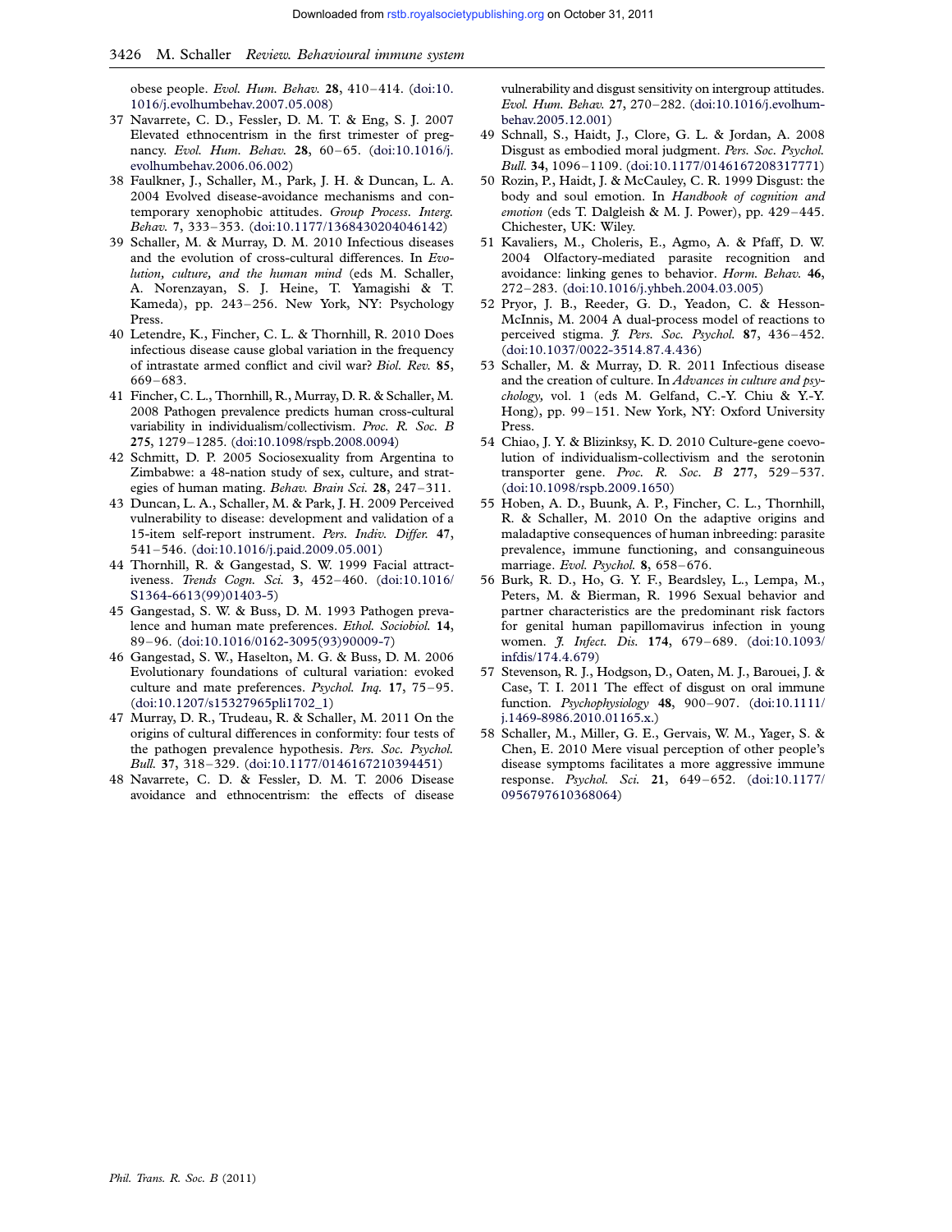obese people. *Evol. Hum. Behav.* **28**, 410–414. (doi:10.1016/j.evolhumbehav.2007.05.008)

37 Navarrete, C. D., Fessler, D. M. T. & Eng, S. J. 2007 Elevated ethnocentrism in the first trimester of pregnancy. *Evol. Hum. Behav.* **28**, 60–65. (doi:10.1016/j.evolhumbehav.2006.06.002)

38 Faulkner, J., Schaller, M., Park, J. H. & Duncan, L. A. 2004 Evolved disease-avoidance mechanisms and contemporary xenophobic attitudes. *Group Process. Interg. Behav.* **7**, 333–353. (doi:10.1177/1368430204046142)

39 Schaller, M. & Murray, D. M. 2010 Infectious diseases and the evolution of cross-cultural differences. In *Evolution, culture, and the human mind* (eds M. Schaller, A. Norenzayan, S. J. Heine, T. Yamagishi & T. Kameda), pp. 243–256. New York, NY: Psychology Press.

40 Letendre, K., Fincher, C. L. & Thornhill, R. 2010 Does infectious disease cause global variation in the frequency of intrastate armed conflict and civil war? *Biol. Rev.* **85**, 669–683.

41 Fincher, C. L., Thornhill, R., Murray, D. R. & Schaller, M. 2008 Pathogen prevalence predicts human cross-cultural variability in individualism/collectivism. *Proc. R. Soc. B* **275**, 1279–1285. (doi:10.1098/rspb.2008.0094)

42 Schmitt, D. P. 2005 Sociosexuality from Argentina to Zimbabwe: a 48-nation study of sex, culture, and strategies of human mating. *Behav. Brain Sci.* **28**, 247–311.

43 Duncan, L. A., Schaller, M. & Park, J. H. 2009 Perceived vulnerability to disease: development and validation of a 15-item self-report instrument. *Pers. Indiv. Differ.* **47**, 541–546. (doi:10.1016/j.paid.2009.05.001)

44 Thornhill, R. & Gangestad, S. W. 1999 Facial attractiveness. *Trends Cogn. Sci.* **3**, 452–460. (doi:10.1016/S1364-6613(99)01403-5)

45 Gangestad, S. W. & Buss, D. M. 1993 Pathogen prevalence and human mate preferences. *Ethol. Sociobiol.* **14**, 89–96. (doi:10.1016/0162-3095(93)90009-7)

46 Gangestad, S. W., Haselton, M. G. & Buss, D. M. 2006 Evolutionary foundations of cultural variation: evoked culture and mate preferences. *Psychol. Inq.* **17**, 75–95. (doi:10.1207/s15327965pli1702_1)

47 Murray, D. R., Trudeau, R. & Schaller, M. 2011 On the origins of cultural differences in conformity: four tests of the pathogen prevalence hypothesis. *Pers. Soc. Psychol. Bull.* **37**, 318–329. (doi:10.1177/0146167210394451)

48 Navarrete, C. D. & Fessler, D. M. T. 2006 Disease avoidance and ethnocentrism: the effects of disease vulnerability and disgust sensitivity on intergroup attitudes. *Evol. Hum. Behav.* **27**, 270–282. (doi:10.1016/j.evolhumbehav.2005.12.001)

49 Schnall, S., Haidt, J., Clore, G. L. & Jordan, A. 2008 Disgust as embodied moral judgment. *Pers. Soc. Psychol. Bull.* **34**, 1096–1109. (doi:10.1177/0146167208317771)

50 Rozin, P., Haidt, J. & McCauley, C. R. 1999 Disgust: the body and soul emotion. In *Handbook of cognition and emotion* (eds T. Dalgleish & M. J. Power), pp. 429–445. Chichester, UK: Wiley.

51 Kavaliers, M., Choleris, E., Agmo, A. & Pfaff, D. W. 2004 Olfactory-mediated parasite recognition and avoidance: linking genes to behavior. *Horm. Behav.* **46**, 272–283. (doi:10.1016/j.yhbeh.2004.03.005)

52 Pryor, J. B., Reeder, G. D., Yeadon, C. & Hesson-McInnis, M. 2004 A dual-process model of reactions to perceived stigma. *J. Pers. Soc. Psychol.* **87**, 436–452. (doi:10.1037/0022-3514.87.4.436)

53 Schaller, M. & Murray, D. R. 2011 Infectious disease and the creation of culture. In *Advances in culture and psychology,* vol. 1 (eds M. Gelfand, C.-Y. Chiu & Y.-Y. Hong), pp. 99–151. New York, NY: Oxford University Press.

54 Chiao, J. Y. & Blizinksy, K. D. 2010 Culture-gene coevolution of individualism-collectivism and the serotonin transporter gene. *Proc. R. Soc. B* **277**, 529–537. (doi:10.1098/rspb.2009.1650)

55 Hoben, A. D., Buunk, A. P., Fincher, C. L., Thornhill, R. & Schaller, M. 2010 On the adaptive origins and maladaptive consequences of human inbreeding: parasite prevalence, immune functioning, and consanguineous marriage. *Evol. Psychol.* **8**, 658–676.

56 Burk, R. D., Ho, G. Y. F., Beardsley, L., Lempa, M., Peters, M. & Bierman, R. 1996 Sexual behavior and partner characteristics are the predominant risk factors for genital human papillomavirus infection in young women. *J. Infect. Dis.* **174**, 679–689. (doi:10.1093/infdis/174.4.679)

57 Stevenson, R. J., Hodgson, D., Oaten, M. J., Barouei, J. & Case, T. I. 2011 The effect of disgust on oral immune function. *Psychophysiology* **48**, 900–907. (doi:10.1111/j.1469-8986.2010.01165.x.)

58 Schaller, M., Miller, G. E., Gervais, W. M., Yager, S. & Chen, E. 2010 Mere visual perception of other people's disease symptoms facilitates a more aggressive immune response. *Psychol. Sci.* **21**, 649–652. (doi:10.1177/0956797610368064)